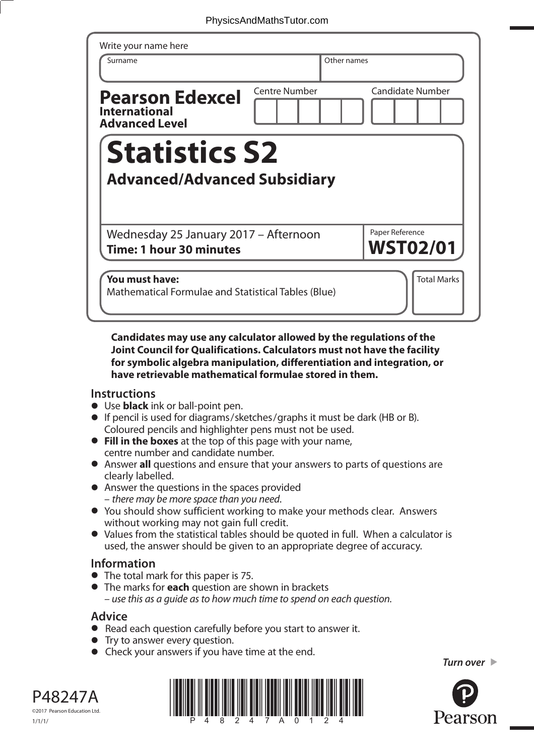Write your name here

| Surname | Other names |
|---|---|
| | |

**Pearson Edexcel**
**International Advanced Level**

| Centre Number | Candidate Number |
|---|---|
| | |

# Statistics S2

## Advanced/Advanced Subsidiary

Wednesday 25 January 2017 – Afternoon
**Time: 1 hour 30 minutes**

Paper Reference
**WST02/01**

**You must have:**
Mathematical Formulae and Statistical Tables (Blue)

Total Marks

**Candidates may use any calculator allowed by the regulations of the Joint Council for Qualifications. Calculators must not have the facility for symbolic algebra manipulation, differentiation and integration, or have retrievable mathematical formulae stored in them.**

## Instructions

- Use **black** ink or ball-point pen.
- If pencil is used for diagrams/sketches/graphs it must be dark (HB or B). Coloured pencils and highlighter pens must not be used.
- **Fill in the boxes** at the top of this page with your name, centre number and candidate number.
- Answer **all** questions and ensure that your answers to parts of questions are clearly labelled.
- Answer the questions in the spaces provided – *there may be more space than you need*.
- You should show sufficient working to make your methods clear. Answers without working may not gain full credit.
- Values from the statistical tables should be quoted in full. When a calculator is used, the answer should be given to an appropriate degree of accuracy.

## Information

- The total mark for this paper is 75.
- The marks for **each** question are shown in brackets – *use this as a guide as to how much time to spend on each question.*

## Advice

- Read each question carefully before you start to answer it.
- Try to answer every question.
- Check your answers if you have time at the end.

*Turn over*

P48247A
©2017 Pearson Education Ltd.
1/1/1/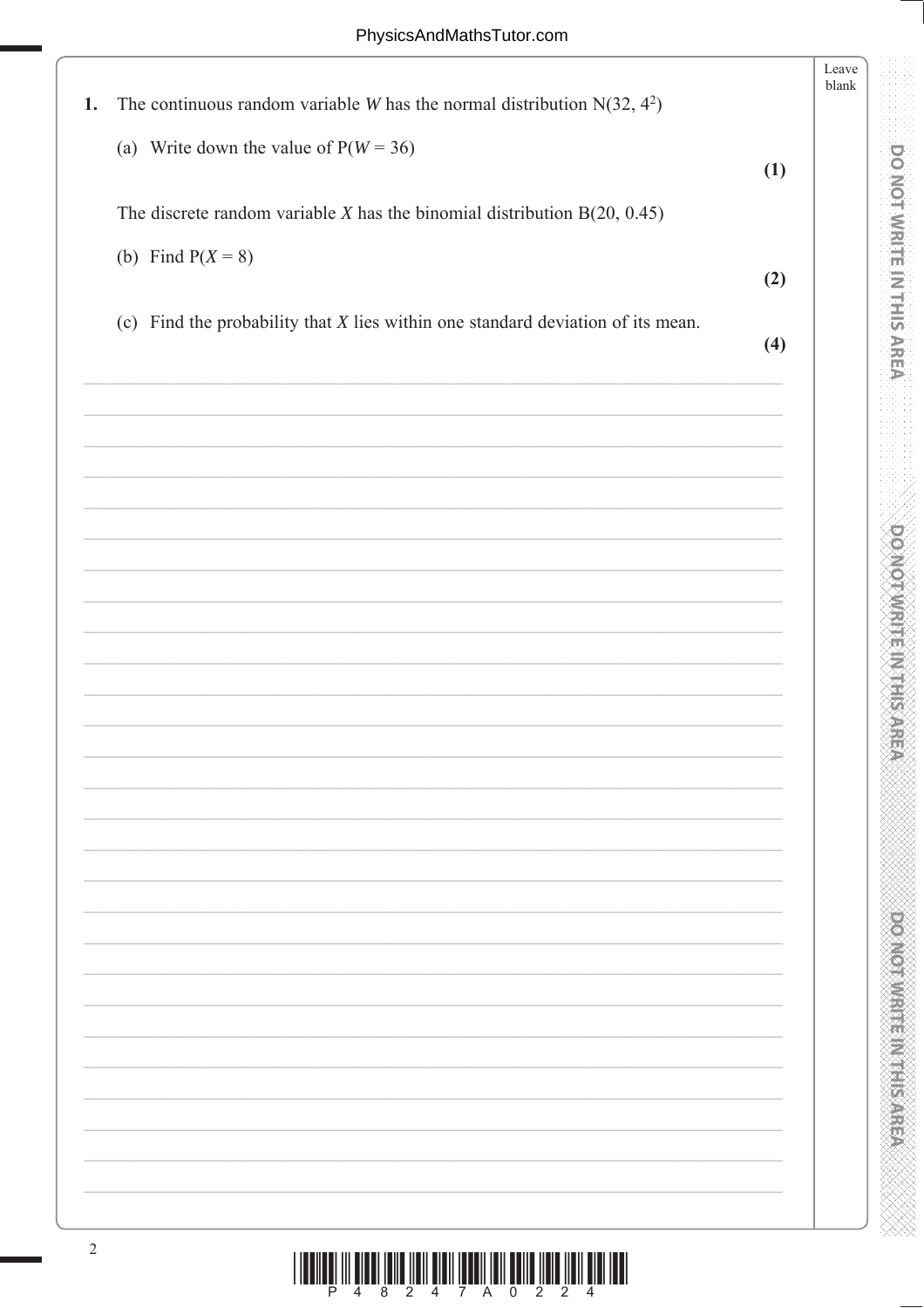**1.** The continuous random variable $W$ has the normal distribution $N(32, 4^2)$

(a) Write down the value of $P(W = 36)$ **(1)**

The discrete random variable $X$ has the binomial distribution $B(20, 0.45)$

(b) Find $P(X = 8)$ **(2)**

(c) Find the probability that $X$ lies within one standard deviation of its mean. **(4)**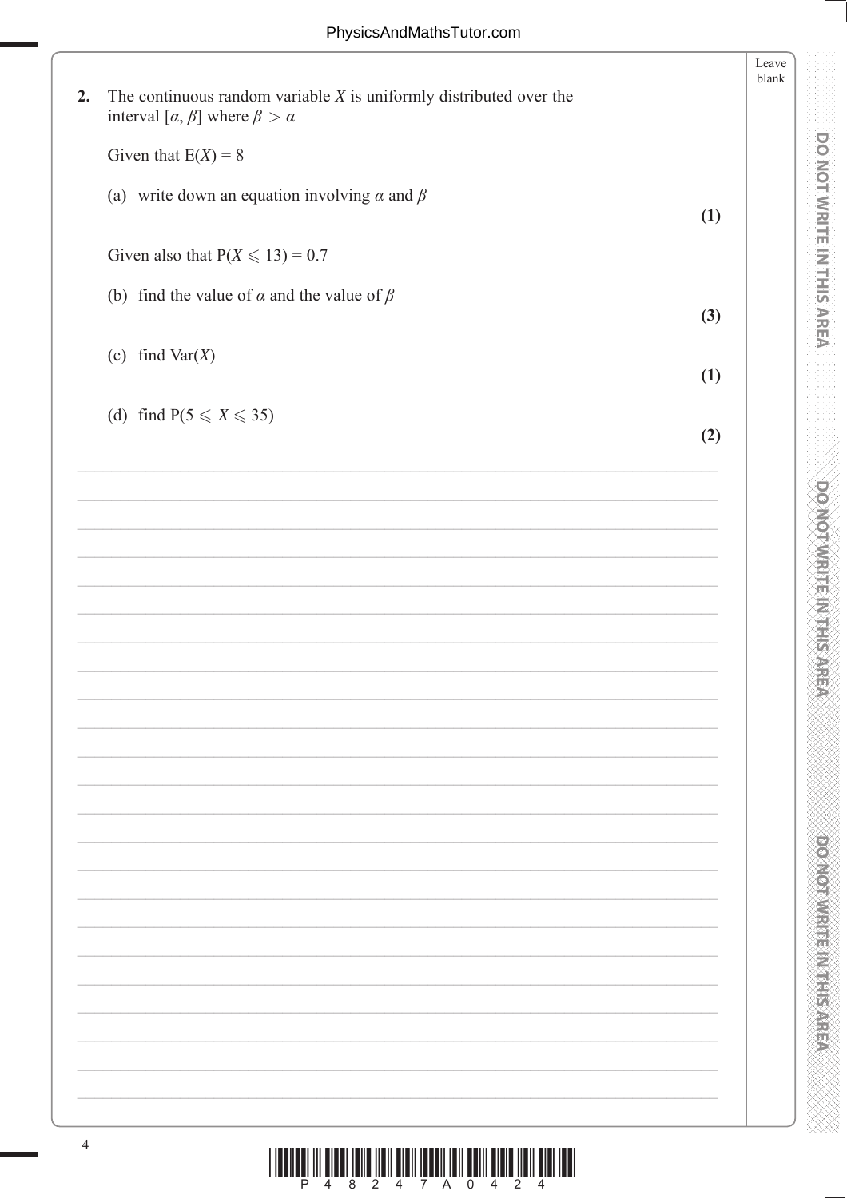**2.** The continuous random variable $X$ is uniformly distributed over the interval $[\alpha, \beta]$ where $\beta > \alpha$

Given that $E(X) = 8$

(a) write down an equation involving $\alpha$ and $\beta$ **(1)**

Given also that $P(X \leqslant 13) = 0.7$

(b) find the value of $\alpha$ and the value of $\beta$ **(3)**

(c) find $\text{Var}(X)$ **(1)**

(d) find $P(5 \leqslant X \leqslant 35)$ **(2)**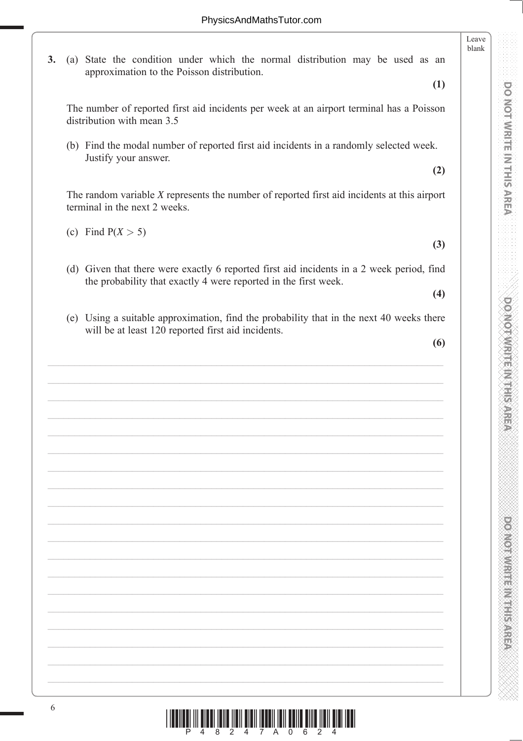**3.** (a) State the condition under which the normal distribution may be used as an approximation to the Poisson distribution.

**(1)**

The number of reported first aid incidents per week at an airport terminal has a Poisson distribution with mean 3.5

(b) Find the modal number of reported first aid incidents in a randomly selected week. Justify your answer.

**(2)**

The random variable $X$ represents the number of reported first aid incidents at this airport terminal in the next 2 weeks.

(c) Find $P(X > 5)$

**(3)**

(d) Given that there were exactly 6 reported first aid incidents in a 2 week period, find the probability that exactly 4 were reported in the first week.

**(4)**

(e) Using a suitable approximation, find the probability that in the next 40 weeks there will be at least 120 reported first aid incidents.

**(6)**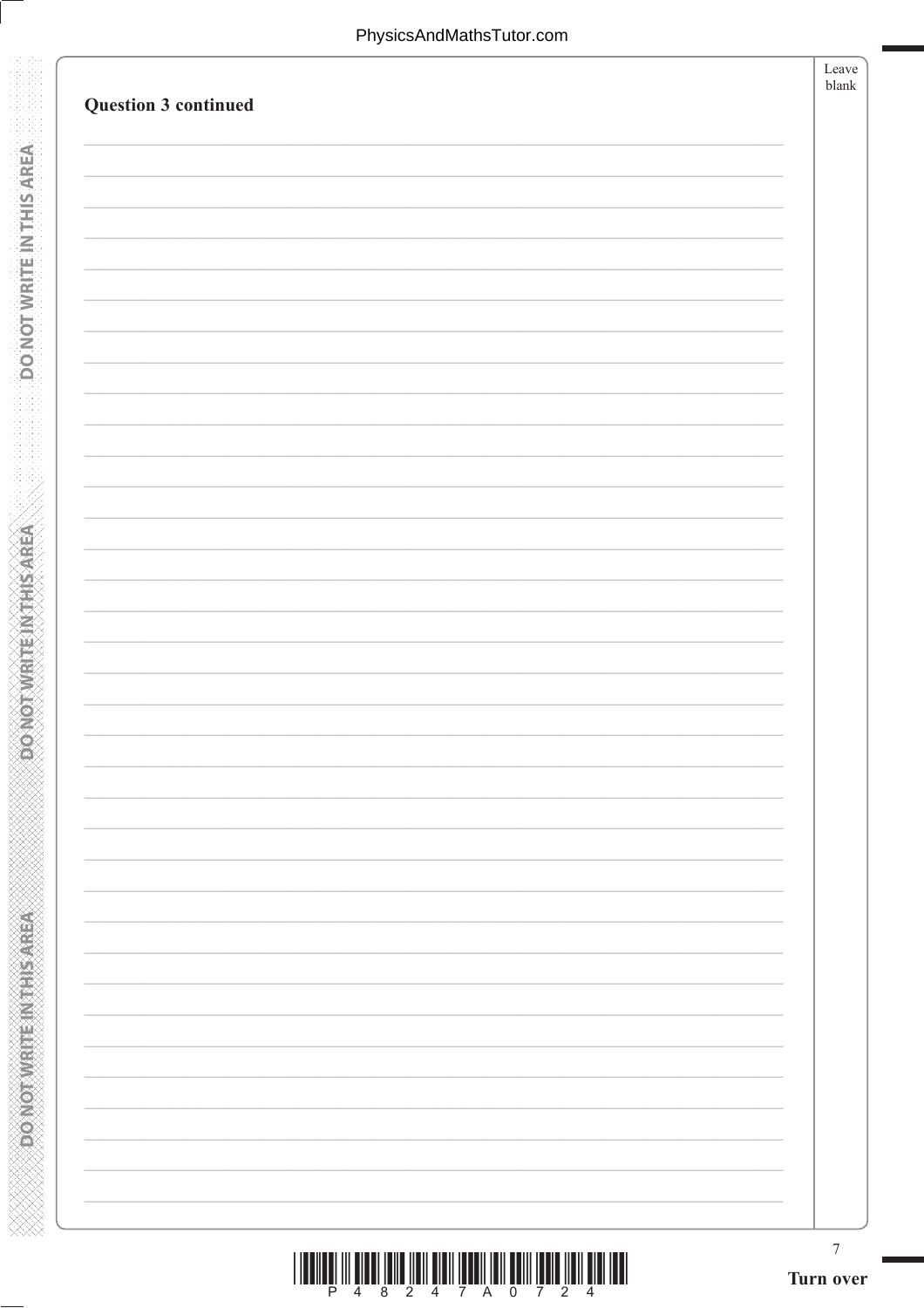**Question 3 continued**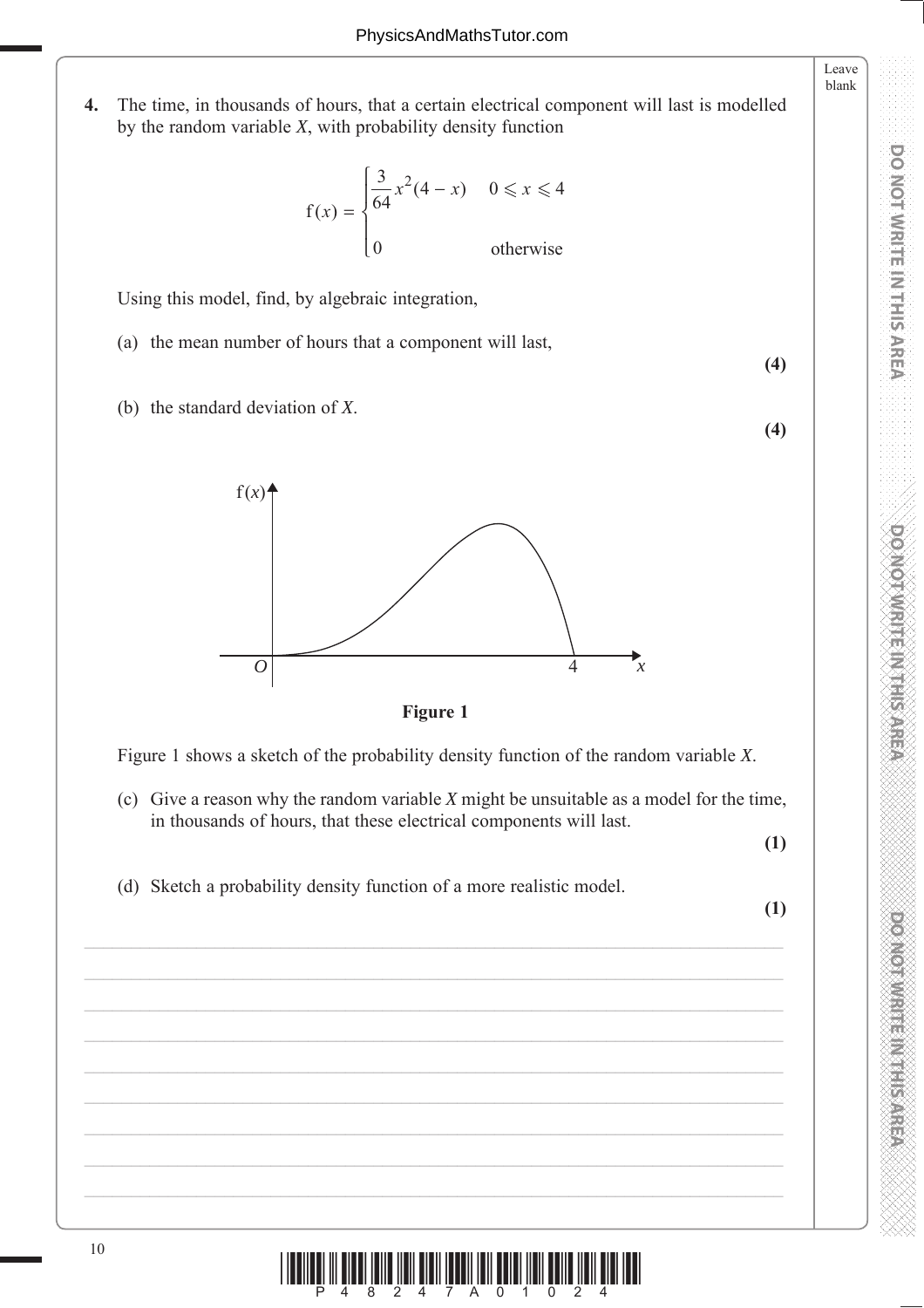**4.** The time, in thousands of hours, that a certain electrical component will last is modelled by the random variable $X$, with probability density function

$$f(x) = \begin{cases} \dfrac{3}{64}x^2(4-x) & 0 \leqslant x \leqslant 4 \\ 0 & \text{otherwise} \end{cases}$$

Using this model, find, by algebraic integration,

(a) the mean number of hours that a component will last, **(4)**

(b) the standard deviation of $X$. **(4)**

**Figure 1**

Figure 1 shows a sketch of the probability density function of the random variable $X$.

(c) Give a reason why the random variable $X$ might be unsuitable as a model for the time, in thousands of hours, that these electrical components will last. **(1)**

(d) Sketch a probability density function of a more realistic model. **(1)**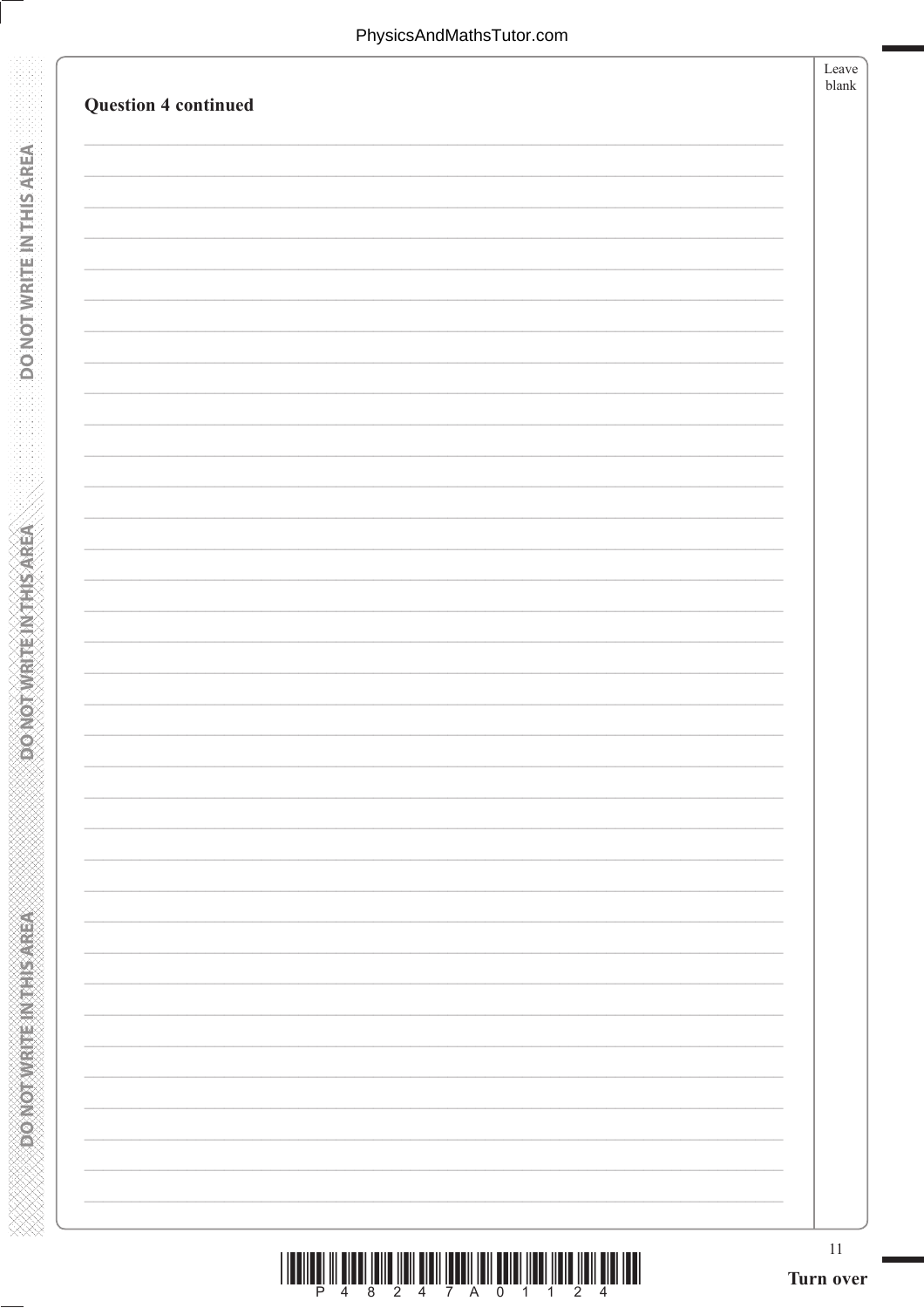**Question 4 continued**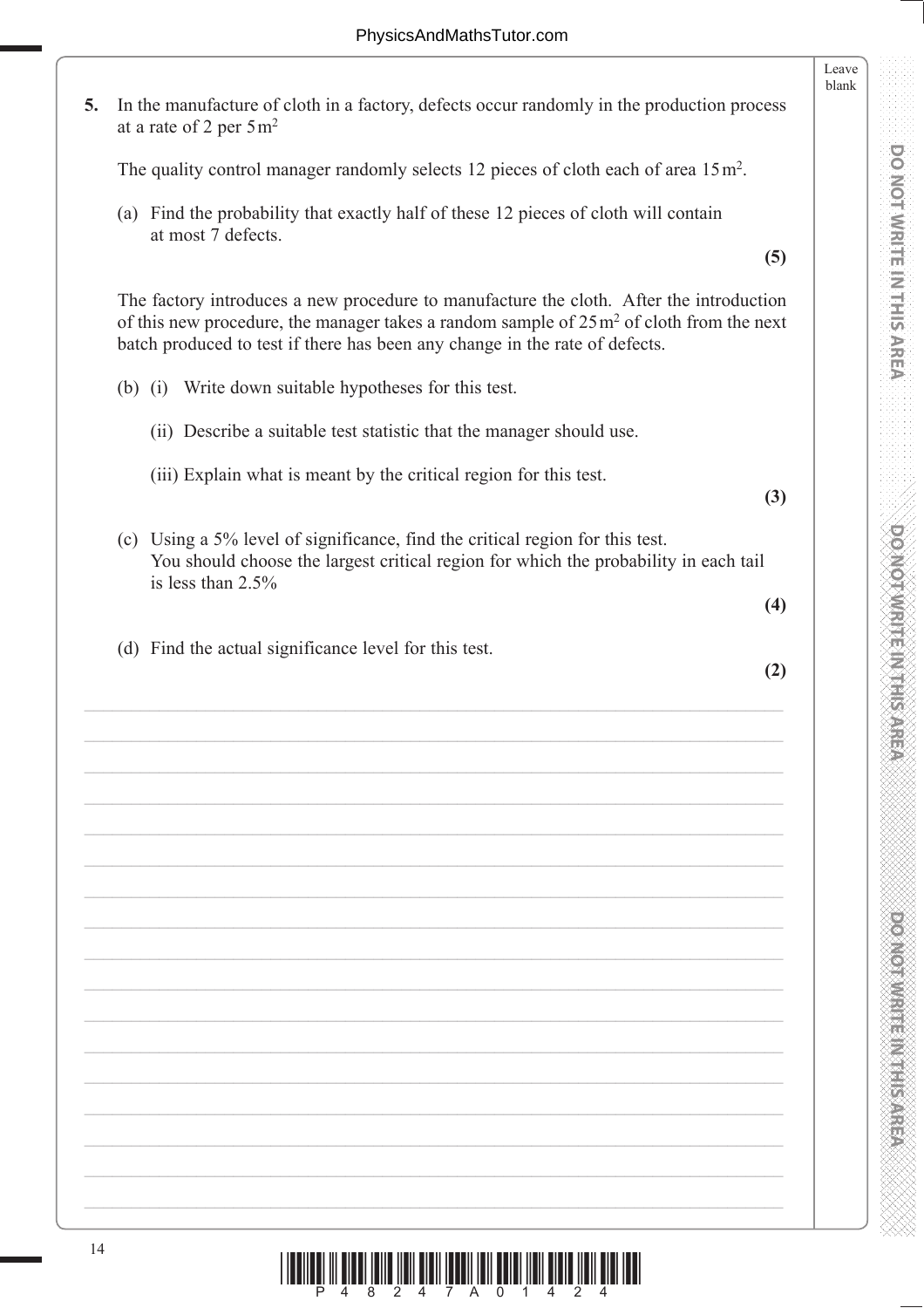**5.** In the manufacture of cloth in a factory, defects occur randomly in the production process at a rate of 2 per 5 $m^2$

The quality control manager randomly selects 12 pieces of cloth each of area 15 $m^2$.

(a) Find the probability that exactly half of these 12 pieces of cloth will contain at most 7 defects.
**(5)**

The factory introduces a new procedure to manufacture the cloth. After the introduction of this new procedure, the manager takes a random sample of 25 $m^2$ of cloth from the next batch produced to test if there has been any change in the rate of defects.

(b) (i) Write down suitable hypotheses for this test.

(ii) Describe a suitable test statistic that the manager should use.

(iii) Explain what is meant by the critical region for this test.
**(3)**

(c) Using a 5% level of significance, find the critical region for this test. You should choose the largest critical region for which the probability in each tail is less than 2.5%
**(4)**

(d) Find the actual significance level for this test.
**(2)**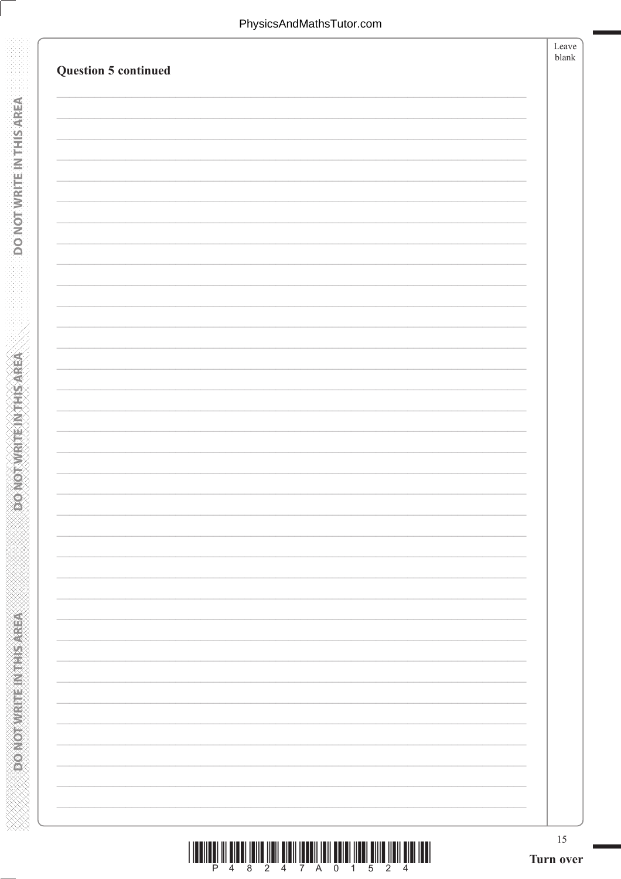**Question 5 continued**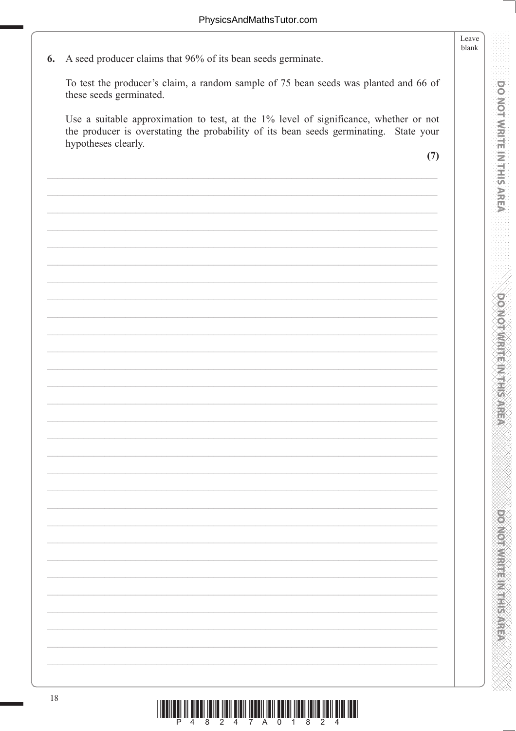**6.** A seed producer claims that 96% of its bean seeds germinate.

To test the producer's claim, a random sample of 75 bean seeds was planted and 66 of these seeds germinated.

Use a suitable approximation to test, at the 1% level of significance, whether or not the producer is overstating the probability of its bean seeds germinating. State your hypotheses clearly.

**(7)**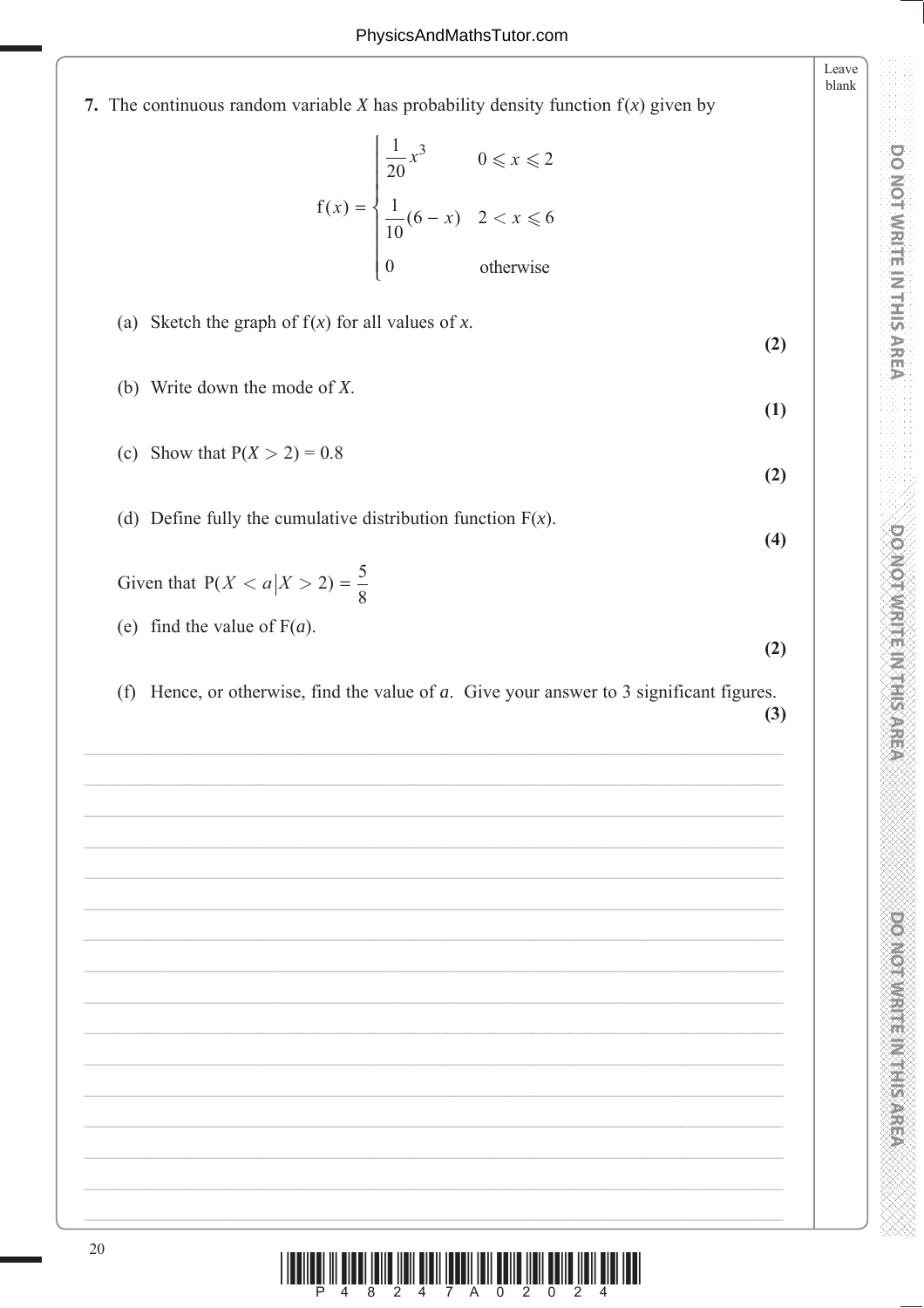**7.** The continuous random variable $X$ has probability density function $f(x)$ given by

$$f(x) = \begin{cases} \dfrac{1}{20}x^3 & 0 \leqslant x \leqslant 2 \\ \dfrac{1}{10}(6 - x) & 2 < x \leqslant 6 \\ 0 & \text{otherwise} \end{cases}$$

(a) Sketch the graph of $f(x)$ for all values of $x$.
**(2)**

(b) Write down the mode of $X$.
**(1)**

(c) Show that $P(X > 2) = 0.8$
**(2)**

(d) Define fully the cumulative distribution function $F(x)$.
**(4)**

Given that $P(X < a \mid X > 2) = \dfrac{5}{8}$

(e) find the value of $F(a)$.
**(2)**

(f) Hence, or otherwise, find the value of $a$. Give your answer to 3 significant figures.
**(3)**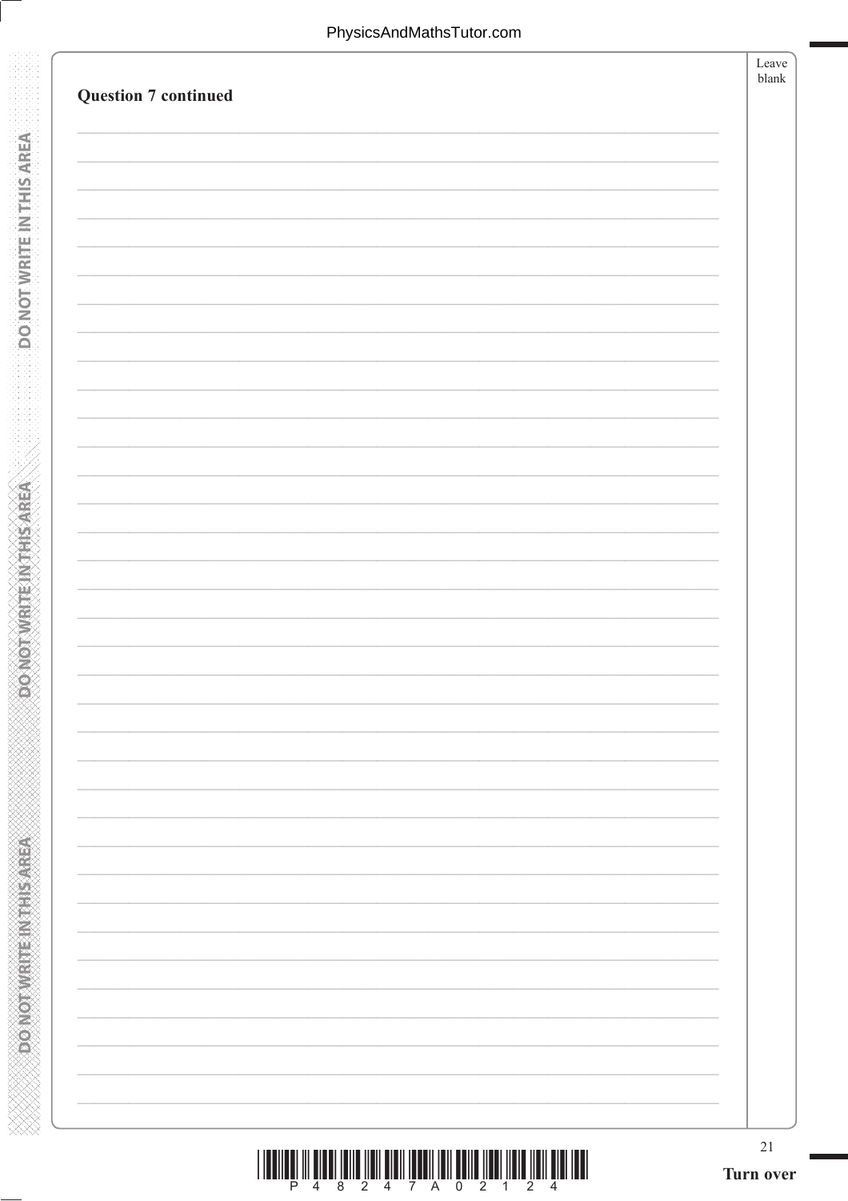**Question 7 continued**